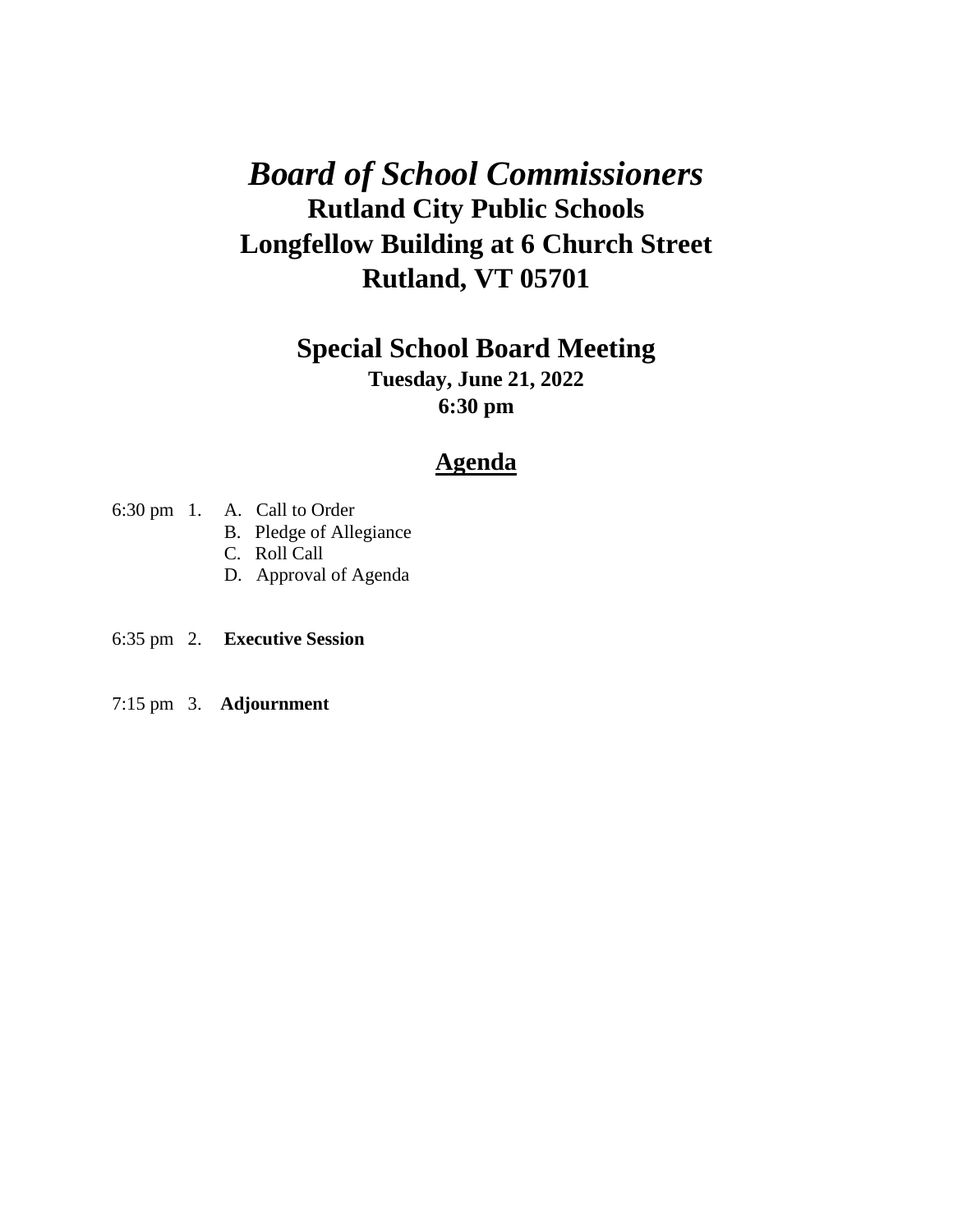# *Board of School Commissioners*

## Rutland City Public Schools
## Longfellow Building at 6 Church Street
## Rutland, VT 05701

## Special School Board Meeting

**Tuesday, June 21, 2022**
**6:30 pm**

## Agenda

6:30 pm 1. A. Call to Order
B. Pledge of Allegiance
C. Roll Call
D. Approval of Agenda

6:35 pm 2. **Executive Session**

7:15 pm 3. **Adjournment**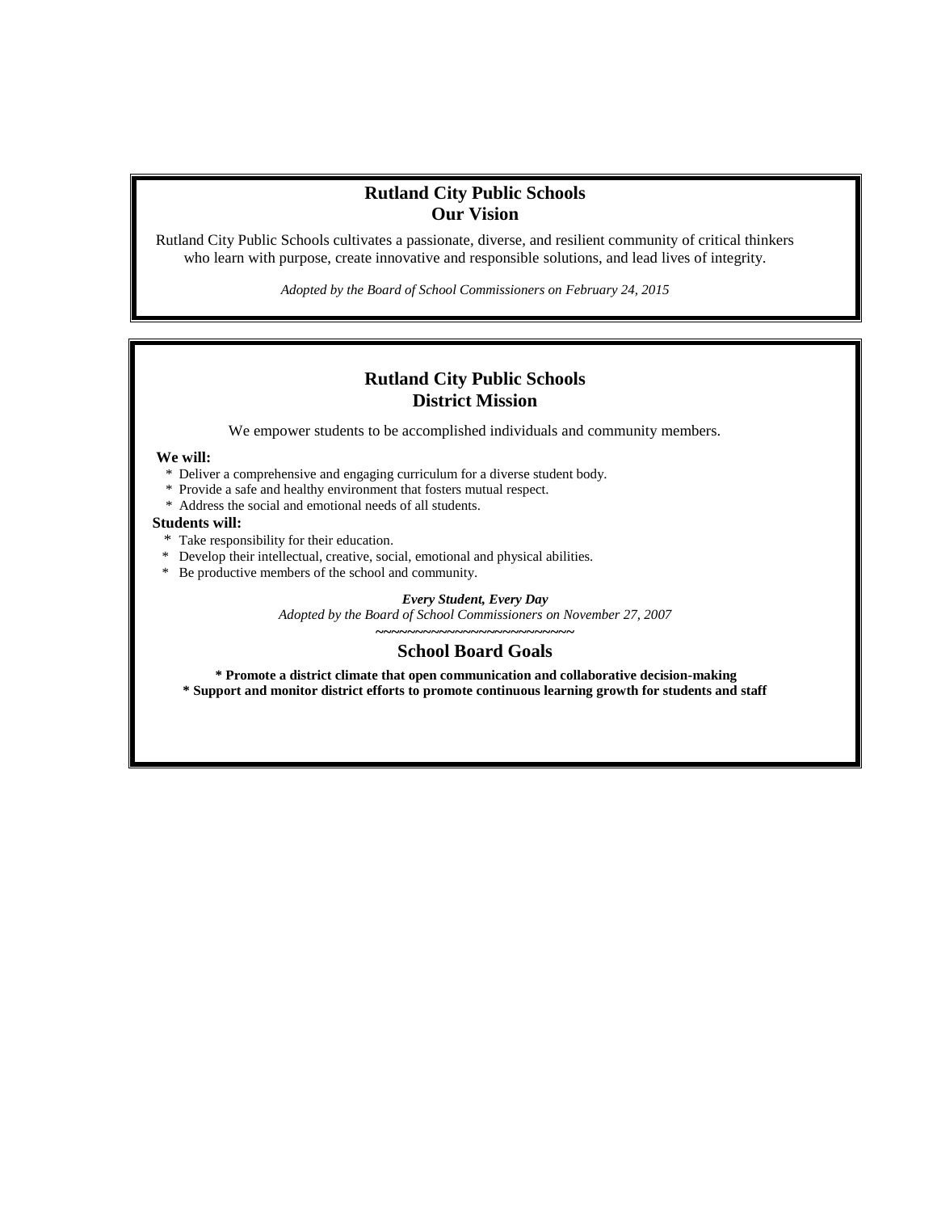## Rutland City Public Schools
## Our Vision

Rutland City Public Schools cultivates a passionate, diverse, and resilient community of critical thinkers who learn with purpose, create innovative and responsible solutions, and lead lives of integrity.

*Adopted by the Board of School Commissioners on February 24, 2015*

## Rutland City Public Schools
## District Mission

We empower students to be accomplished individuals and community members.

**We will:**

* Deliver a comprehensive and engaging curriculum for a diverse student body.
* Provide a safe and healthy environment that fosters mutual respect.
* Address the social and emotional needs of all students.

**Students will:**

* Take responsibility for their education.
* Develop their intellectual, creative, social, emotional and physical abilities.
* Be productive members of the school and community.

***Every Student, Every Day***

*Adopted by the Board of School Commissioners on November 27, 2007*

~~~~~~~~~~~~~~~~~~~~~~~~~~

## School Board Goals

**\* Promote a district climate that open communication and collaborative decision-making**

**\* Support and monitor district efforts to promote continuous learning growth for students and staff**